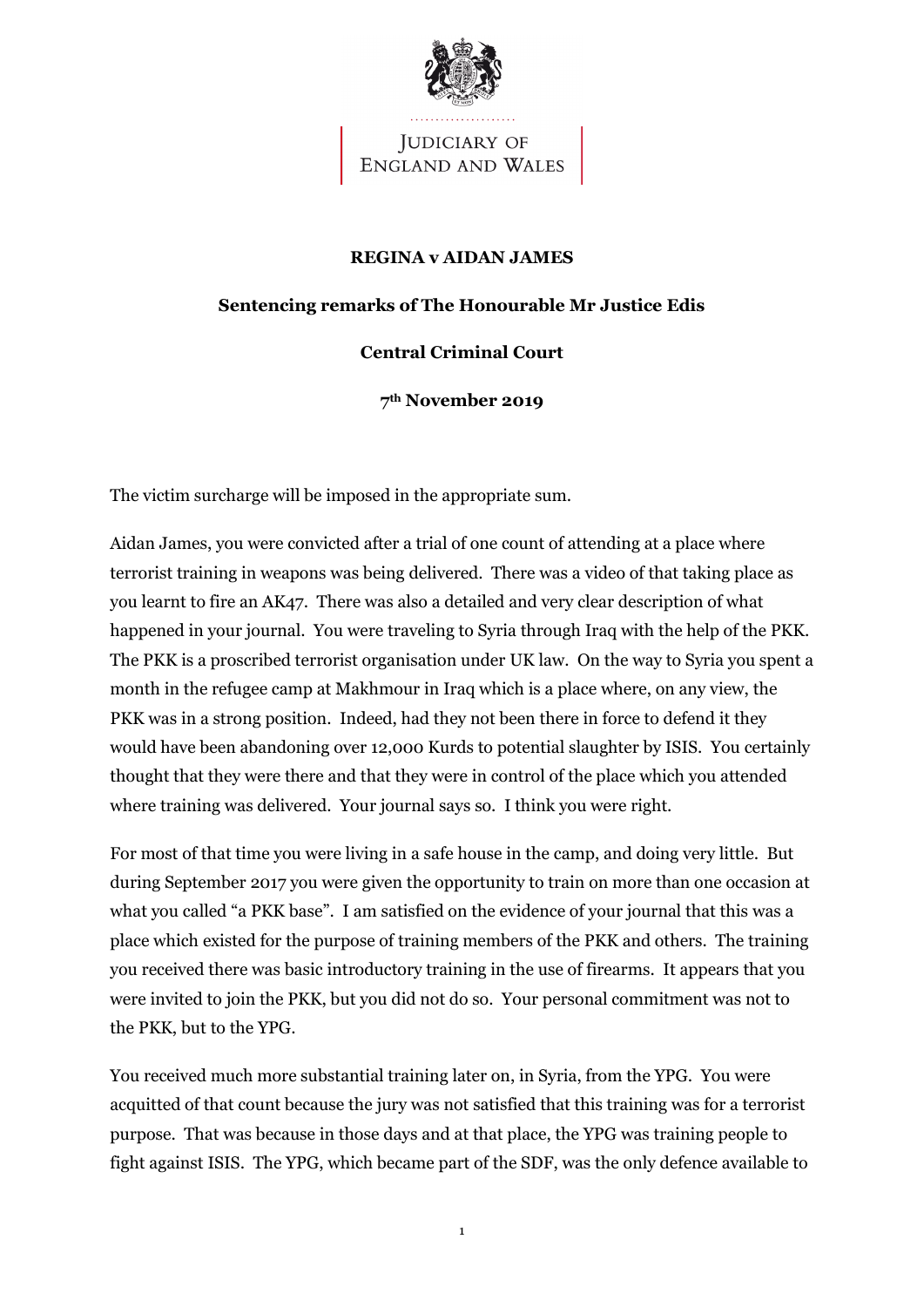JUDICIARY OF
ENGLAND AND WALES

**REGINA v AIDAN JAMES**

**Sentencing remarks of The Honourable Mr Justice Edis**

**Central Criminal Court**

**7th November 2019**

The victim surcharge will be imposed in the appropriate sum.

Aidan James, you were convicted after a trial of one count of attending at a place where terrorist training in weapons was being delivered. There was a video of that taking place as you learnt to fire an AK47. There was also a detailed and very clear description of what happened in your journal. You were traveling to Syria through Iraq with the help of the PKK. The PKK is a proscribed terrorist organisation under UK law. On the way to Syria you spent a month in the refugee camp at Makhmour in Iraq which is a place where, on any view, the PKK was in a strong position. Indeed, had they not been there in force to defend it they would have been abandoning over 12,000 Kurds to potential slaughter by ISIS. You certainly thought that they were there and that they were in control of the place which you attended where training was delivered. Your journal says so. I think you were right.

For most of that time you were living in a safe house in the camp, and doing very little. But during September 2017 you were given the opportunity to train on more than one occasion at what you called "a PKK base". I am satisfied on the evidence of your journal that this was a place which existed for the purpose of training members of the PKK and others. The training you received there was basic introductory training in the use of firearms. It appears that you were invited to join the PKK, but you did not do so. Your personal commitment was not to the PKK, but to the YPG.

You received much more substantial training later on, in Syria, from the YPG. You were acquitted of that count because the jury was not satisfied that this training was for a terrorist purpose. That was because in those days and at that place, the YPG was training people to fight against ISIS. The YPG, which became part of the SDF, was the only defence available to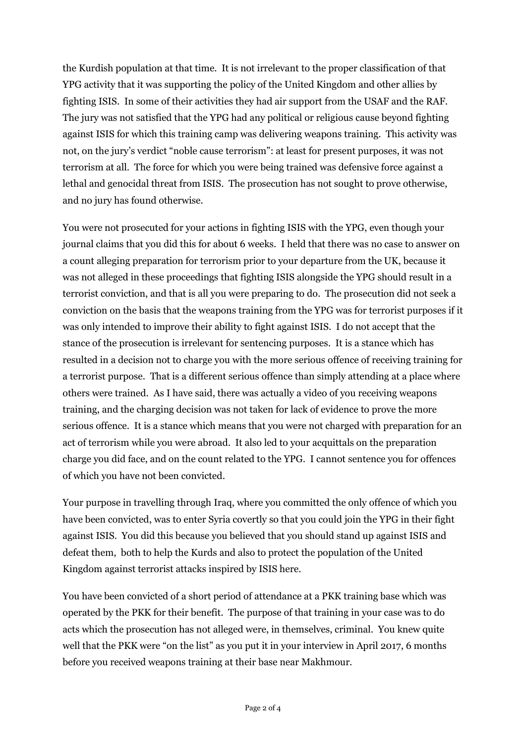the Kurdish population at that time. It is not irrelevant to the proper classification of that YPG activity that it was supporting the policy of the United Kingdom and other allies by fighting ISIS. In some of their activities they had air support from the USAF and the RAF. The jury was not satisfied that the YPG had any political or religious cause beyond fighting against ISIS for which this training camp was delivering weapons training. This activity was not, on the jury's verdict "noble cause terrorism": at least for present purposes, it was not terrorism at all. The force for which you were being trained was defensive force against a lethal and genocidal threat from ISIS. The prosecution has not sought to prove otherwise, and no jury has found otherwise.

You were not prosecuted for your actions in fighting ISIS with the YPG, even though your journal claims that you did this for about 6 weeks. I held that there was no case to answer on a count alleging preparation for terrorism prior to your departure from the UK, because it was not alleged in these proceedings that fighting ISIS alongside the YPG should result in a terrorist conviction, and that is all you were preparing to do. The prosecution did not seek a conviction on the basis that the weapons training from the YPG was for terrorist purposes if it was only intended to improve their ability to fight against ISIS. I do not accept that the stance of the prosecution is irrelevant for sentencing purposes. It is a stance which has resulted in a decision not to charge you with the more serious offence of receiving training for a terrorist purpose. That is a different serious offence than simply attending at a place where others were trained. As I have said, there was actually a video of you receiving weapons training, and the charging decision was not taken for lack of evidence to prove the more serious offence. It is a stance which means that you were not charged with preparation for an act of terrorism while you were abroad. It also led to your acquittals on the preparation charge you did face, and on the count related to the YPG. I cannot sentence you for offences of which you have not been convicted.

Your purpose in travelling through Iraq, where you committed the only offence of which you have been convicted, was to enter Syria covertly so that you could join the YPG in their fight against ISIS. You did this because you believed that you should stand up against ISIS and defeat them, both to help the Kurds and also to protect the population of the United Kingdom against terrorist attacks inspired by ISIS here.

You have been convicted of a short period of attendance at a PKK training base which was operated by the PKK for their benefit. The purpose of that training in your case was to do acts which the prosecution has not alleged were, in themselves, criminal. You knew quite well that the PKK were "on the list" as you put it in your interview in April 2017, 6 months before you received weapons training at their base near Makhmour.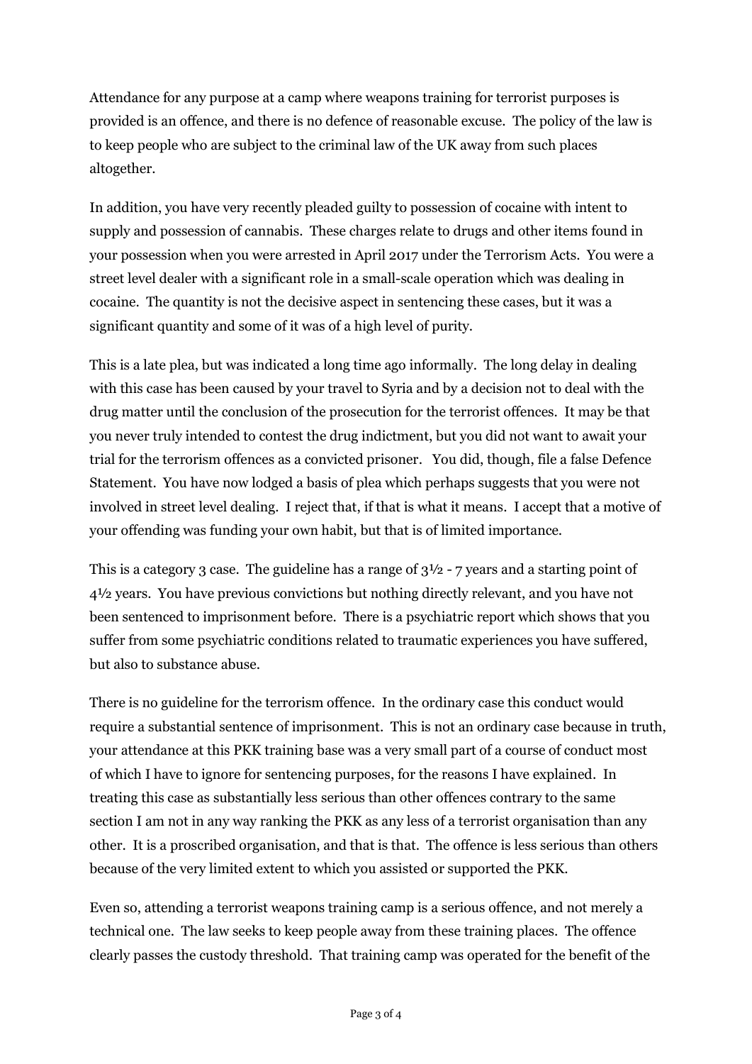Attendance for any purpose at a camp where weapons training for terrorist purposes is provided is an offence, and there is no defence of reasonable excuse. The policy of the law is to keep people who are subject to the criminal law of the UK away from such places altogether.

In addition, you have very recently pleaded guilty to possession of cocaine with intent to supply and possession of cannabis. These charges relate to drugs and other items found in your possession when you were arrested in April 2017 under the Terrorism Acts. You were a street level dealer with a significant role in a small-scale operation which was dealing in cocaine. The quantity is not the decisive aspect in sentencing these cases, but it was a significant quantity and some of it was of a high level of purity.

This is a late plea, but was indicated a long time ago informally. The long delay in dealing with this case has been caused by your travel to Syria and by a decision not to deal with the drug matter until the conclusion of the prosecution for the terrorist offences. It may be that you never truly intended to contest the drug indictment, but you did not want to await your trial for the terrorism offences as a convicted prisoner. You did, though, file a false Defence Statement. You have now lodged a basis of plea which perhaps suggests that you were not involved in street level dealing. I reject that, if that is what it means. I accept that a motive of your offending was funding your own habit, but that is of limited importance.

This is a category 3 case. The guideline has a range of 3½ - 7 years and a starting point of 4½ years. You have previous convictions but nothing directly relevant, and you have not been sentenced to imprisonment before. There is a psychiatric report which shows that you suffer from some psychiatric conditions related to traumatic experiences you have suffered, but also to substance abuse.

There is no guideline for the terrorism offence. In the ordinary case this conduct would require a substantial sentence of imprisonment. This is not an ordinary case because in truth, your attendance at this PKK training base was a very small part of a course of conduct most of which I have to ignore for sentencing purposes, for the reasons I have explained. In treating this case as substantially less serious than other offences contrary to the same section I am not in any way ranking the PKK as any less of a terrorist organisation than any other. It is a proscribed organisation, and that is that. The offence is less serious than others because of the very limited extent to which you assisted or supported the PKK.

Even so, attending a terrorist weapons training camp is a serious offence, and not merely a technical one. The law seeks to keep people away from these training places. The offence clearly passes the custody threshold. That training camp was operated for the benefit of the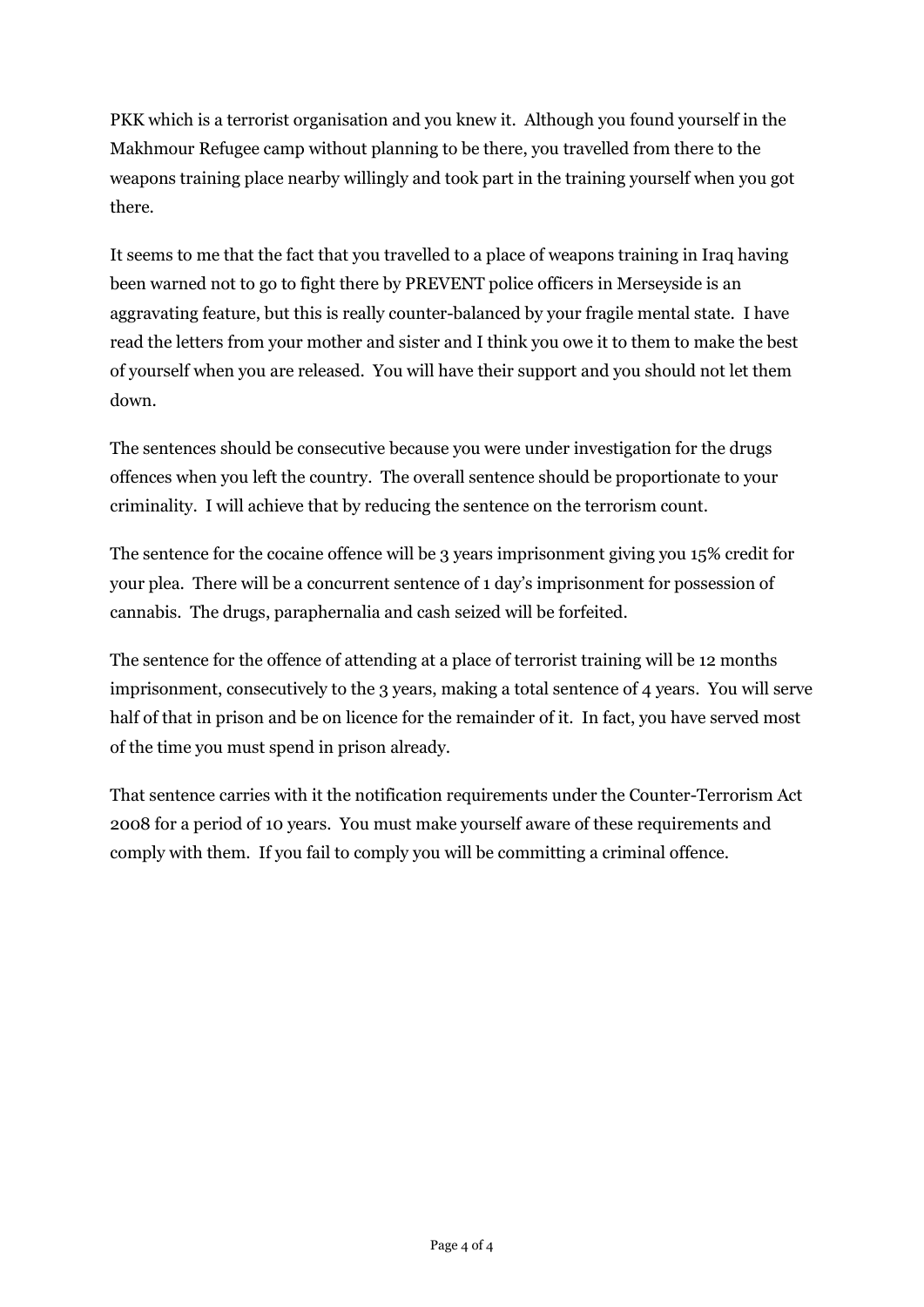PKK which is a terrorist organisation and you knew it. Although you found yourself in the Makhmour Refugee camp without planning to be there, you travelled from there to the weapons training place nearby willingly and took part in the training yourself when you got there.

It seems to me that the fact that you travelled to a place of weapons training in Iraq having been warned not to go to fight there by PREVENT police officers in Merseyside is an aggravating feature, but this is really counter-balanced by your fragile mental state. I have read the letters from your mother and sister and I think you owe it to them to make the best of yourself when you are released. You will have their support and you should not let them down.

The sentences should be consecutive because you were under investigation for the drugs offences when you left the country. The overall sentence should be proportionate to your criminality. I will achieve that by reducing the sentence on the terrorism count.

The sentence for the cocaine offence will be 3 years imprisonment giving you 15% credit for your plea. There will be a concurrent sentence of 1 day's imprisonment for possession of cannabis. The drugs, paraphernalia and cash seized will be forfeited.

The sentence for the offence of attending at a place of terrorist training will be 12 months imprisonment, consecutively to the 3 years, making a total sentence of 4 years. You will serve half of that in prison and be on licence for the remainder of it. In fact, you have served most of the time you must spend in prison already.

That sentence carries with it the notification requirements under the Counter-Terrorism Act 2008 for a period of 10 years. You must make yourself aware of these requirements and comply with them. If you fail to comply you will be committing a criminal offence.